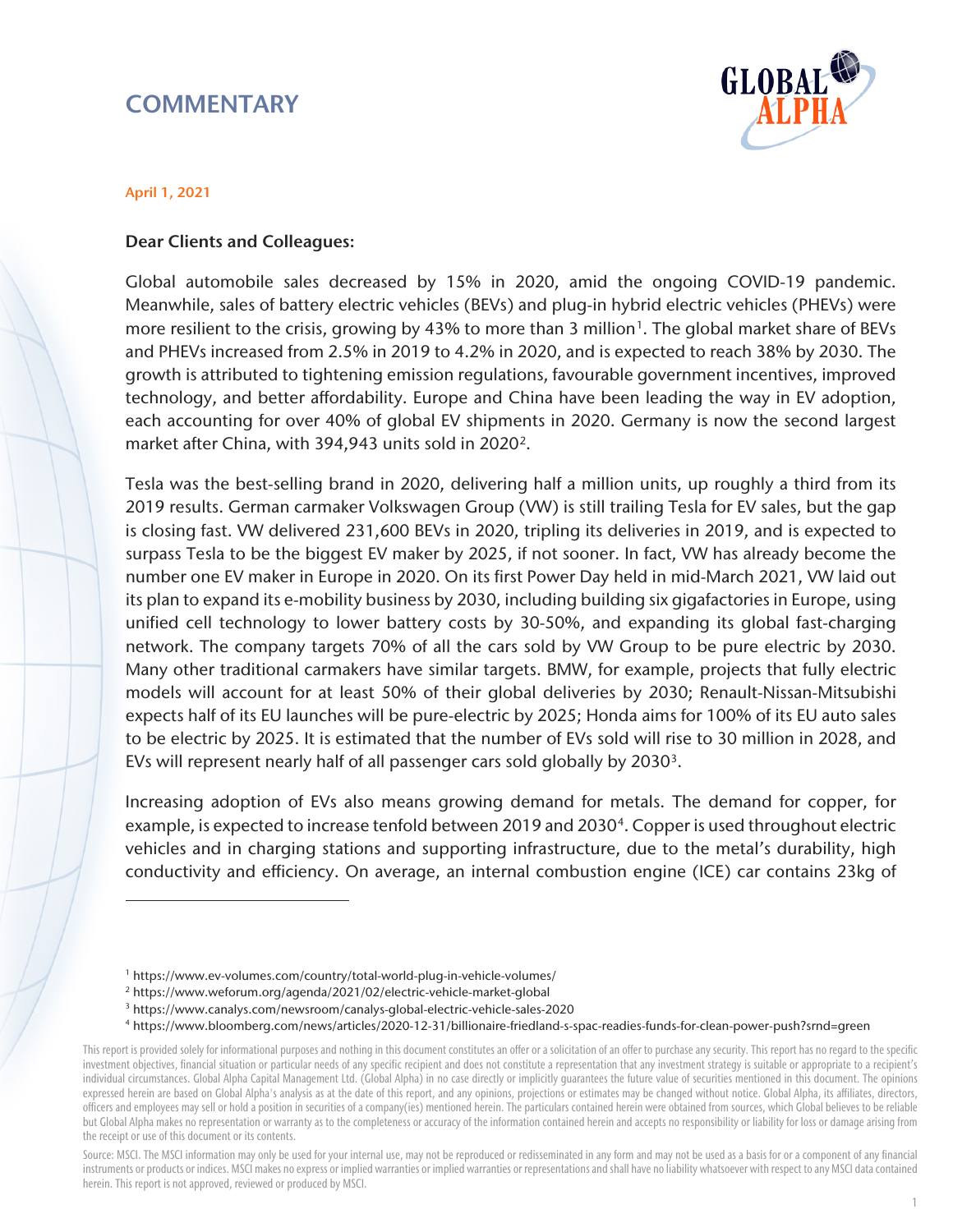# COMMENTARY

April 1, 2021

**Dear Clients and Colleagues:**

Global automobile sales decreased by 15% in 2020, amid the ongoing COVID-19 pandemic. Meanwhile, sales of battery electric vehicles (BEVs) and plug-in hybrid electric vehicles (PHEVs) were more resilient to the crisis, growing by 43% to more than 3 million[1]. The global market share of BEVs and PHEVs increased from 2.5% in 2019 to 4.2% in 2020, and is expected to reach 38% by 2030. The growth is attributed to tightening emission regulations, favourable government incentives, improved technology, and better affordability. Europe and China have been leading the way in EV adoption, each accounting for over 40% of global EV shipments in 2020. Germany is now the second largest market after China, with 394,943 units sold in 2020[2].

Tesla was the best-selling brand in 2020, delivering half a million units, up roughly a third from its 2019 results. German carmaker Volkswagen Group (VW) is still trailing Tesla for EV sales, but the gap is closing fast. VW delivered 231,600 BEVs in 2020, tripling its deliveries in 2019, and is expected to surpass Tesla to be the biggest EV maker by 2025, if not sooner. In fact, VW has already become the number one EV maker in Europe in 2020. On its first Power Day held in mid-March 2021, VW laid out its plan to expand its e-mobility business by 2030, including building six gigafactories in Europe, using unified cell technology to lower battery costs by 30-50%, and expanding its global fast-charging network. The company targets 70% of all the cars sold by VW Group to be pure electric by 2030. Many other traditional carmakers have similar targets. BMW, for example, projects that fully electric models will account for at least 50% of their global deliveries by 2030; Renault-Nissan-Mitsubishi expects half of its EU launches will be pure-electric by 2025; Honda aims for 100% of its EU auto sales to be electric by 2025. It is estimated that the number of EVs sold will rise to 30 million in 2028, and EVs will represent nearly half of all passenger cars sold globally by 2030[3].

Increasing adoption of EVs also means growing demand for metals. The demand for copper, for example, is expected to increase tenfold between 2019 and 2030[4]. Copper is used throughout electric vehicles and in charging stations and supporting infrastructure, due to the metal's durability, high conductivity and efficiency. On average, an internal combustion engine (ICE) car contains 23kg of

---

[1] https://www.ev-volumes.com/country/total-world-plug-in-vehicle-volumes/

[2] https://www.weforum.org/agenda/2021/02/electric-vehicle-market-global

[3] https://www.canalys.com/newsroom/canalys-global-electric-vehicle-sales-2020

[4] https://www.bloomberg.com/news/articles/2020-12-31/billionaire-friedland-s-spac-readies-funds-for-clean-power-push?srnd=green

This report is provided solely for informational purposes and nothing in this document constitutes an offer or a solicitation of an offer to purchase any security. This report has no regard to the specific investment objectives, financial situation or particular needs of any specific recipient and does not constitute a representation that any investment strategy is suitable or appropriate to a recipient's individual circumstances. Global Alpha Capital Management Ltd. (Global Alpha) in no case directly or implicitly guarantees the future value of securities mentioned in this document. The opinions expressed herein are based on Global Alpha's analysis as at the date of this report, and any opinions, projections or estimates may be changed without notice. Global Alpha, its affiliates, directors, officers and employees may sell or hold a position in securities of a company(ies) mentioned herein. The particulars contained herein were obtained from sources, which Global believes to be reliable but Global Alpha makes no representation or warranty as to the completeness or accuracy of the information contained herein and accepts no responsibility or liability for loss or damage arising from the receipt or use of this document or its contents.

Source: MSCI. The MSCI information may only be used for your internal use, may not be reproduced or redisseminated in any form and may not be used as a basis for or a component of any financial instruments or products or indices. MSCI makes no express or implied warranties or implied warranties or representations and shall have no liability whatsoever with respect to any MSCI data contained herein. This report is not approved, reviewed or produced by MSCI.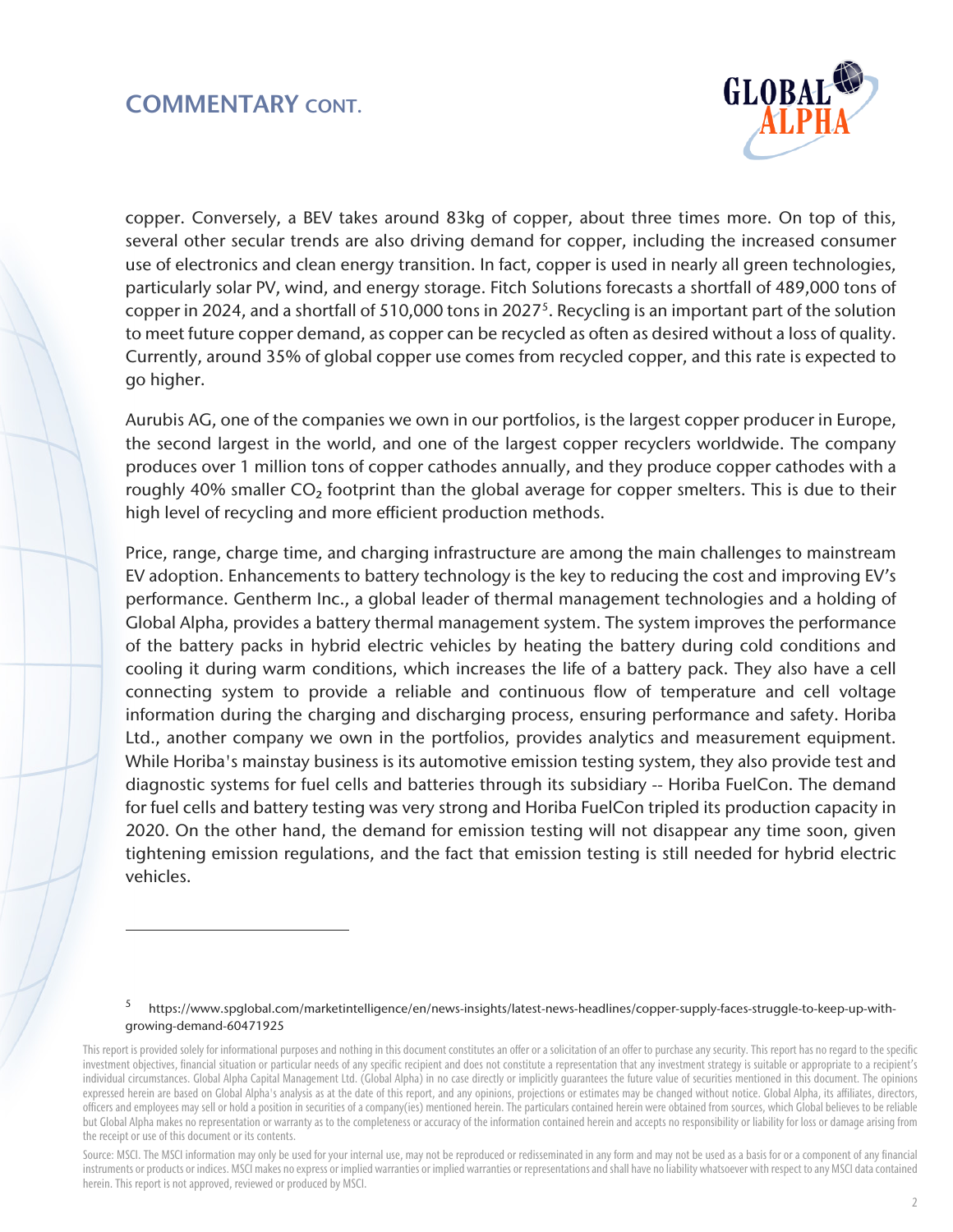## COMMENTARY CONT.

copper. Conversely, a BEV takes around 83kg of copper, about three times more. On top of this, several other secular trends are also driving demand for copper, including the increased consumer use of electronics and clean energy transition. In fact, copper is used in nearly all green technologies, particularly solar PV, wind, and energy storage. Fitch Solutions forecasts a shortfall of 489,000 tons of copper in 2024, and a shortfall of 510,000 tons in 2027[5]. Recycling is an important part of the solution to meet future copper demand, as copper can be recycled as often as desired without a loss of quality. Currently, around 35% of global copper use comes from recycled copper, and this rate is expected to go higher.

Aurubis AG, one of the companies we own in our portfolios, is the largest copper producer in Europe, the second largest in the world, and one of the largest copper recyclers worldwide. The company produces over 1 million tons of copper cathodes annually, and they produce copper cathodes with a roughly 40% smaller $CO_2$ footprint than the global average for copper smelters. This is due to their high level of recycling and more efficient production methods.

Price, range, charge time, and charging infrastructure are among the main challenges to mainstream EV adoption. Enhancements to battery technology is the key to reducing the cost and improving EV's performance. Gentherm Inc., a global leader of thermal management technologies and a holding of Global Alpha, provides a battery thermal management system. The system improves the performance of the battery packs in hybrid electric vehicles by heating the battery during cold conditions and cooling it during warm conditions, which increases the life of a battery pack. They also have a cell connecting system to provide a reliable and continuous flow of temperature and cell voltage information during the charging and discharging process, ensuring performance and safety. Horiba Ltd., another company we own in the portfolios, provides analytics and measurement equipment. While Horiba's mainstay business is its automotive emission testing system, they also provide test and diagnostic systems for fuel cells and batteries through its subsidiary -- Horiba FuelCon. The demand for fuel cells and battery testing was very strong and Horiba FuelCon tripled its production capacity in 2020. On the other hand, the demand for emission testing will not disappear any time soon, given tightening emission regulations, and the fact that emission testing is still needed for hybrid electric vehicles.

---

[5] https://www.spglobal.com/marketintelligence/en/news-insights/latest-news-headlines/copper-supply-faces-struggle-to-keep-up-with-growing-demand-60471925

This report is provided solely for informational purposes and nothing in this document constitutes an offer or a solicitation of an offer to purchase any security. This report has no regard to the specific investment objectives, financial situation or particular needs of any specific recipient and does not constitute a representation that any investment strategy is suitable or appropriate to a recipient's individual circumstances. Global Alpha Capital Management Ltd. (Global Alpha) in no case directly or implicitly guarantees the future value of securities mentioned in this document. The opinions expressed herein are based on Global Alpha's analysis as at the date of this report, and any opinions, projections or estimates may be changed without notice. Global Alpha, its affiliates, directors, officers and employees may sell or hold a position in securities of a company(ies) mentioned herein. The particulars contained herein were obtained from sources, which Global believes to be reliable but Global Alpha makes no representation or warranty as to the completeness or accuracy of the information contained herein and accepts no responsibility or liability for loss or damage arising from the receipt or use of this document or its contents.

Source: MSCI. The MSCI information may only be used for your internal use, may not be reproduced or redisseminated in any form and may not be used as a basis for or a component of any financial instruments or products or indices. MSCI makes no express or implied warranties or implied warranties or representations and shall have no liability whatsoever with respect to any MSCI data contained herein. This report is not approved, reviewed or produced by MSCI.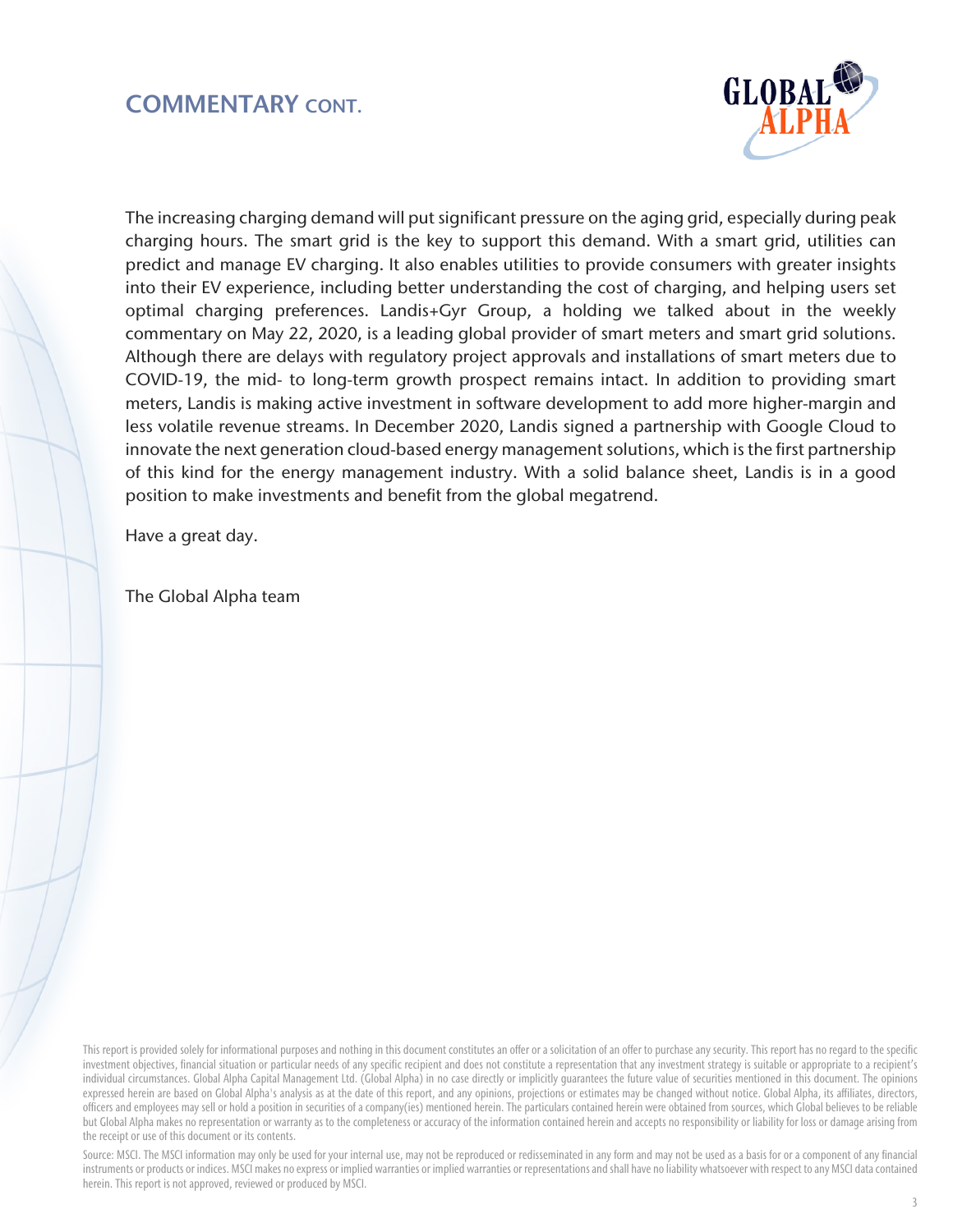## COMMENTARY CONT.

The increasing charging demand will put significant pressure on the aging grid, especially during peak charging hours. The smart grid is the key to support this demand. With a smart grid, utilities can predict and manage EV charging. It also enables utilities to provide consumers with greater insights into their EV experience, including better understanding the cost of charging, and helping users set optimal charging preferences. Landis+Gyr Group, a holding we talked about in the weekly commentary on May 22, 2020, is a leading global provider of smart meters and smart grid solutions. Although there are delays with regulatory project approvals and installations of smart meters due to COVID-19, the mid- to long-term growth prospect remains intact. In addition to providing smart meters, Landis is making active investment in software development to add more higher-margin and less volatile revenue streams. In December 2020, Landis signed a partnership with Google Cloud to innovate the next generation cloud-based energy management solutions, which is the first partnership of this kind for the energy management industry. With a solid balance sheet, Landis is in a good position to make investments and benefit from the global megatrend.

Have a great day.

The Global Alpha team

This report is provided solely for informational purposes and nothing in this document constitutes an offer or a solicitation of an offer to purchase any security. This report has no regard to the specific investment objectives, financial situation or particular needs of any specific recipient and does not constitute a representation that any investment strategy is suitable or appropriate to a recipient's individual circumstances. Global Alpha Capital Management Ltd. (Global Alpha) in no case directly or implicitly guarantees the future value of securities mentioned in this document. The opinions expressed herein are based on Global Alpha's analysis as at the date of this report, and any opinions, projections or estimates may be changed without notice. Global Alpha, its affiliates, directors, officers and employees may sell or hold a position in securities of a company(ies) mentioned herein. The particulars contained herein were obtained from sources, which Global believes to be reliable but Global Alpha makes no representation or warranty as to the completeness or accuracy of the information contained herein and accepts no responsibility or liability for loss or damage arising from the receipt or use of this document or its contents.

Source: MSCI. The MSCI information may only be used for your internal use, may not be reproduced or redisseminated in any form and may not be used as a basis for or a component of any financial instruments or products or indices. MSCI makes no express or implied warranties or implied warranties or representations and shall have no liability whatsoever with respect to any MSCI data contained herein. This report is not approved, reviewed or produced by MSCI.